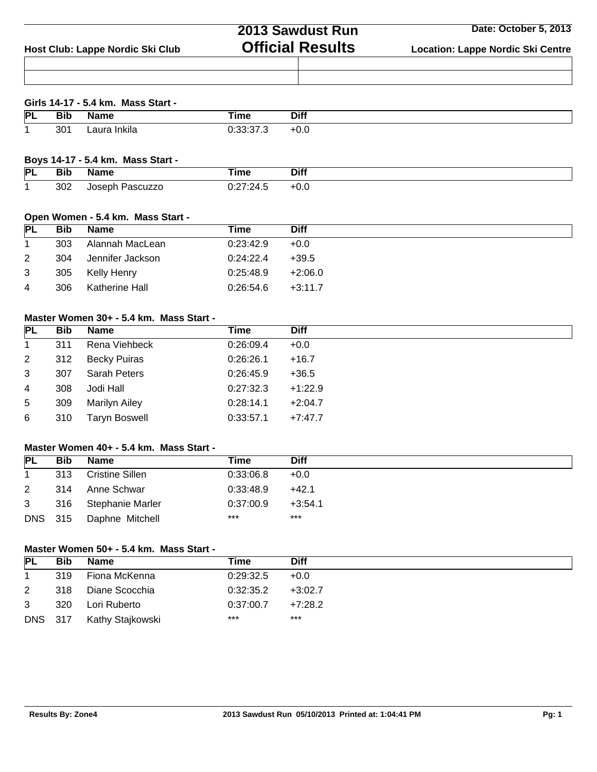# 2013 Sawdust Run
# Official Results

**Host Club: Lappe Nordic Ski Club**

**Date: October 5, 2013**

**Location: Lappe Nordic Ski Centre**

### Girls 14-17 - 5.4 km. Mass Start -

| PL | Bib | Name | Time | Diff |
|---|---|---|---|---|
| 1 | 301 | Laura Inkila | 0:33:37.3 | +0.0 |

### Boys 14-17 - 5.4 km. Mass Start -

| PL | Bib | Name | Time | Diff |
|---|---|---|---|---|
| 1 | 302 | Joseph Pascuzzo | 0:27:24.5 | +0.0 |

### Open Women - 5.4 km. Mass Start -

| PL | Bib | Name | Time | Diff |
|---|---|---|---|---|
| 1 | 303 | Alannah MacLean | 0:23:42.9 | +0.0 |
| 2 | 304 | Jennifer Jackson | 0:24:22.4 | +39.5 |
| 3 | 305 | Kelly Henry | 0:25:48.9 | +2:06.0 |
| 4 | 306 | Katherine Hall | 0:26:54.6 | +3:11.7 |

### Master Women 30+ - 5.4 km. Mass Start -

| PL | Bib | Name | Time | Diff |
|---|---|---|---|---|
| 1 | 311 | Rena Viehbeck | 0:26:09.4 | +0.0 |
| 2 | 312 | Becky Puiras | 0:26:26.1 | +16.7 |
| 3 | 307 | Sarah Peters | 0:26:45.9 | +36.5 |
| 4 | 308 | Jodi Hall | 0:27:32.3 | +1:22.9 |
| 5 | 309 | Marilyn Ailey | 0:28:14.1 | +2:04.7 |
| 6 | 310 | Taryn Boswell | 0:33:57.1 | +7:47.7 |

### Master Women 40+ - 5.4 km. Mass Start -

| PL | Bib | Name | Time | Diff |
|---|---|---|---|---|
| 1 | 313 | Cristine Sillen | 0:33:06.8 | +0.0 |
| 2 | 314 | Anne Schwar | 0:33:48.9 | +42.1 |
| 3 | 316 | Stephanie Marler | 0:37:00.9 | +3:54.1 |
| DNS | 315 | Daphne Mitchell | *** | *** |

### Master Women 50+ - 5.4 km. Mass Start -

| PL | Bib | Name | Time | Diff |
|---|---|---|---|---|
| 1 | 319 | Fiona McKenna | 0:29:32.5 | +0.0 |
| 2 | 318 | Diane Scocchia | 0:32:35.2 | +3:02.7 |
| 3 | 320 | Lori Ruberto | 0:37:00.7 | +7:28.2 |
| DNS | 317 | Kathy Stajkowski | *** | *** |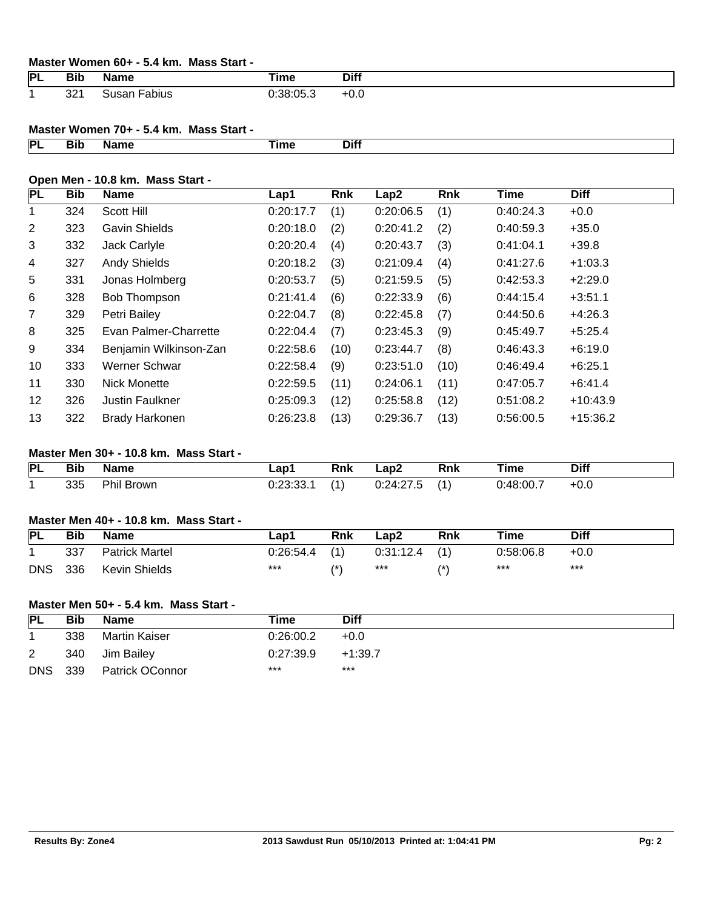### Master Women 60+ - 5.4 km. Mass Start -

| PL | Bib | Name | Time | Diff |
|---|---|---|---|---|
| 1 | 321 | Susan Fabius | 0:38:05.3 | +0.0 |

### Master Women 70+ - 5.4 km. Mass Start -

| PL | Bib | Name | Time | Diff |
|---|---|---|---|---|

### Open Men - 10.8 km. Mass Start -

| PL | Bib | Name | Lap1 | Rnk | Lap2 | Rnk | Time | Diff |
|---|---|---|---|---|---|---|---|---|
| 1 | 324 | Scott Hill | 0:20:17.7 | (1) | 0:20:06.5 | (1) | 0:40:24.3 | +0.0 |
| 2 | 323 | Gavin Shields | 0:20:18.0 | (2) | 0:20:41.2 | (2) | 0:40:59.3 | +35.0 |
| 3 | 332 | Jack Carlyle | 0:20:20.4 | (4) | 0:20:43.7 | (3) | 0:41:04.1 | +39.8 |
| 4 | 327 | Andy Shields | 0:20:18.2 | (3) | 0:21:09.4 | (4) | 0:41:27.6 | +1:03.3 |
| 5 | 331 | Jonas Holmberg | 0:20:53.7 | (5) | 0:21:59.5 | (5) | 0:42:53.3 | +2:29.0 |
| 6 | 328 | Bob Thompson | 0:21:41.4 | (6) | 0:22:33.9 | (6) | 0:44:15.4 | +3:51.1 |
| 7 | 329 | Petri Bailey | 0:22:04.7 | (8) | 0:22:45.8 | (7) | 0:44:50.6 | +4:26.3 |
| 8 | 325 | Evan Palmer-Charrette | 0:22:04.4 | (7) | 0:23:45.3 | (9) | 0:45:49.7 | +5:25.4 |
| 9 | 334 | Benjamin Wilkinson-Zan | 0:22:58.6 | (10) | 0:23:44.7 | (8) | 0:46:43.3 | +6:19.0 |
| 10 | 333 | Werner Schwar | 0:22:58.4 | (9) | 0:23:51.0 | (10) | 0:46:49.4 | +6:25.1 |
| 11 | 330 | Nick Monette | 0:22:59.5 | (11) | 0:24:06.1 | (11) | 0:47:05.7 | +6:41.4 |
| 12 | 326 | Justin Faulkner | 0:25:09.3 | (12) | 0:25:58.8 | (12) | 0:51:08.2 | +10:43.9 |
| 13 | 322 | Brady Harkonen | 0:26:23.8 | (13) | 0:29:36.7 | (13) | 0:56:00.5 | +15:36.2 |

### Master Men 30+ - 10.8 km. Mass Start -

| PL | Bib | Name | Lap1 | Rnk | Lap2 | Rnk | Time | Diff |
|---|---|---|---|---|---|---|---|---|
| 1 | 335 | Phil Brown | 0:23:33.1 | (1) | 0:24:27.5 | (1) | 0:48:00.7 | +0.0 |

### Master Men 40+ - 10.8 km. Mass Start -

| PL | Bib | Name | Lap1 | Rnk | Lap2 | Rnk | Time | Diff |
|---|---|---|---|---|---|---|---|---|
| 1 | 337 | Patrick Martel | 0:26:54.4 | (1) | 0:31:12.4 | (1) | 0:58:06.8 | +0.0 |
| DNS | 336 | Kevin Shields | *** | (*) | *** | (*) | *** | *** |

### Master Men 50+ - 5.4 km. Mass Start -

| PL | Bib | Name | Time | Diff |
|---|---|---|---|---|
| 1 | 338 | Martin Kaiser | 0:26:00.2 | +0.0 |
| 2 | 340 | Jim Bailey | 0:27:39.9 | +1:39.7 |
| DNS | 339 | Patrick OConnor | *** | *** |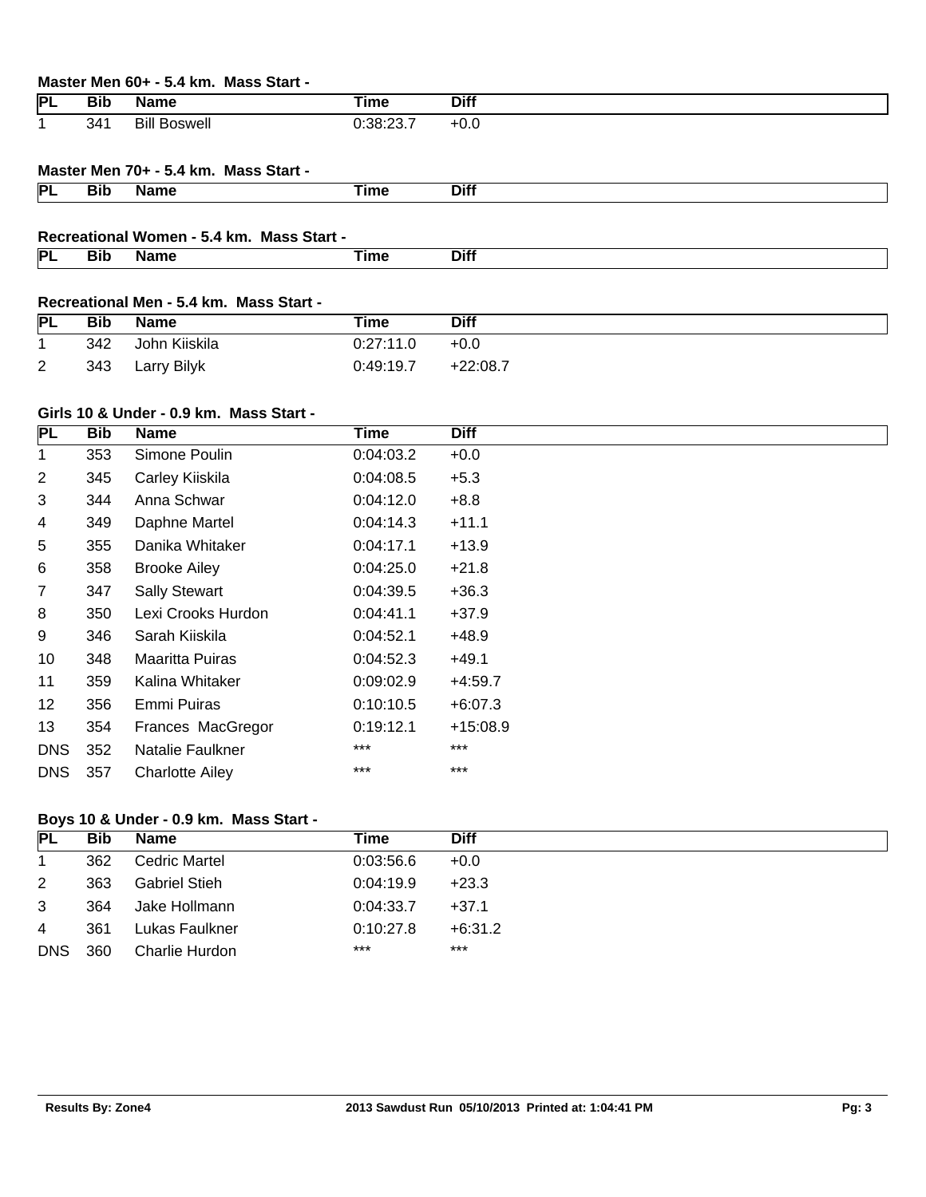**Master Men 60+ - 5.4 km. Mass Start -**

| PL | Bib | Name | Time | Diff |
|---|---|---|---|---|
| 1 | 341 | Bill Boswell | 0:38:23.7 | +0.0 |

**Master Men 70+ - 5.4 km. Mass Start -**

| PL | Bib | Name | Time | Diff |
|---|---|---|---|---|

**Recreational Women - 5.4 km. Mass Start -**

| PL | Bib | Name | Time | Diff |
|---|---|---|---|---|

**Recreational Men - 5.4 km. Mass Start -**

| PL | Bib | Name | Time | Diff |
|---|---|---|---|---|
| 1 | 342 | John Kiiskila | 0:27:11.0 | +0.0 |
| 2 | 343 | Larry Bilyk | 0:49:19.7 | +22:08.7 |

**Girls 10 & Under - 0.9 km. Mass Start -**

| PL | Bib | Name | Time | Diff |
|---|---|---|---|---|
| 1 | 353 | Simone Poulin | 0:04:03.2 | +0.0 |
| 2 | 345 | Carley Kiiskila | 0:04:08.5 | +5.3 |
| 3 | 344 | Anna Schwar | 0:04:12.0 | +8.8 |
| 4 | 349 | Daphne Martel | 0:04:14.3 | +11.1 |
| 5 | 355 | Danika Whitaker | 0:04:17.1 | +13.9 |
| 6 | 358 | Brooke Ailey | 0:04:25.0 | +21.8 |
| 7 | 347 | Sally Stewart | 0:04:39.5 | +36.3 |
| 8 | 350 | Lexi Crooks Hurdon | 0:04:41.1 | +37.9 |
| 9 | 346 | Sarah Kiiskila | 0:04:52.1 | +48.9 |
| 10 | 348 | Maaritta Puiras | 0:04:52.3 | +49.1 |
| 11 | 359 | Kalina Whitaker | 0:09:02.9 | +4:59.7 |
| 12 | 356 | Emmi Puiras | 0:10:10.5 | +6:07.3 |
| 13 | 354 | Frances MacGregor | 0:19:12.1 | +15:08.9 |
| DNS | 352 | Natalie Faulkner | *** | *** |
| DNS | 357 | Charlotte Ailey | *** | *** |

**Boys 10 & Under - 0.9 km. Mass Start -**

| PL | Bib | Name | Time | Diff |
|---|---|---|---|---|
| 1 | 362 | Cedric Martel | 0:03:56.6 | +0.0 |
| 2 | 363 | Gabriel Stieh | 0:04:19.9 | +23.3 |
| 3 | 364 | Jake Hollmann | 0:04:33.7 | +37.1 |
| 4 | 361 | Lukas Faulkner | 0:10:27.8 | +6:31.2 |
| DNS | 360 | Charlie Hurdon | *** | *** |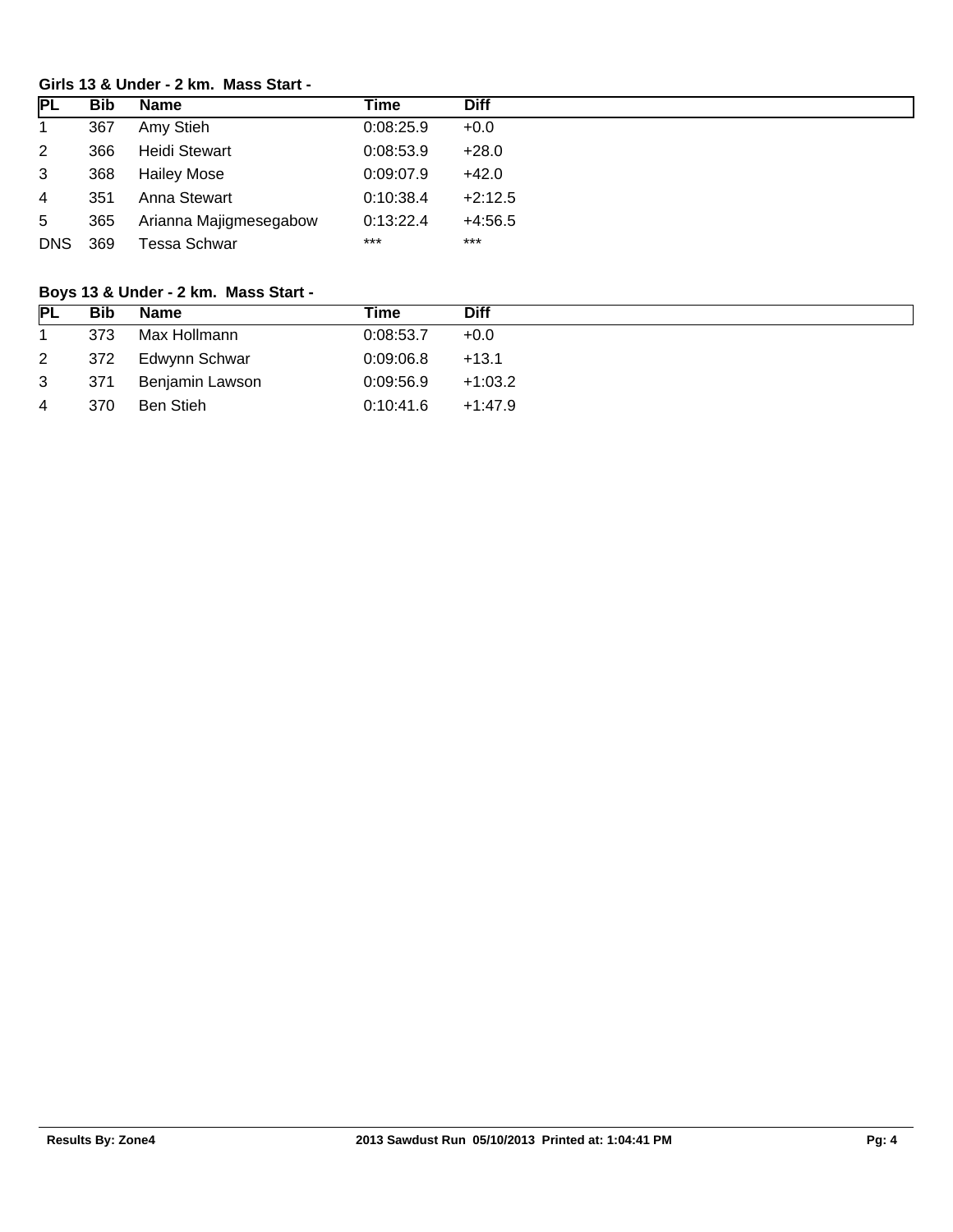**Girls 13 & Under - 2 km. Mass Start -**

| PL | Bib | Name | Time | Diff |
|---|---|---|---|---|
| 1 | 367 | Amy Stieh | 0:08:25.9 | +0.0 |
| 2 | 366 | Heidi Stewart | 0:08:53.9 | +28.0 |
| 3 | 368 | Hailey Mose | 0:09:07.9 | +42.0 |
| 4 | 351 | Anna Stewart | 0:10:38.4 | +2:12.5 |
| 5 | 365 | Arianna Majigmesegabow | 0:13:22.4 | +4:56.5 |
| DNS | 369 | Tessa Schwar | *** | *** |

**Boys 13 & Under - 2 km. Mass Start -**

| PL | Bib | Name | Time | Diff |
|---|---|---|---|---|
| 1 | 373 | Max Hollmann | 0:08:53.7 | +0.0 |
| 2 | 372 | Edwynn Schwar | 0:09:06.8 | +13.1 |
| 3 | 371 | Benjamin Lawson | 0:09:56.9 | +1:03.2 |
| 4 | 370 | Ben Stieh | 0:10:41.6 | +1:47.9 |